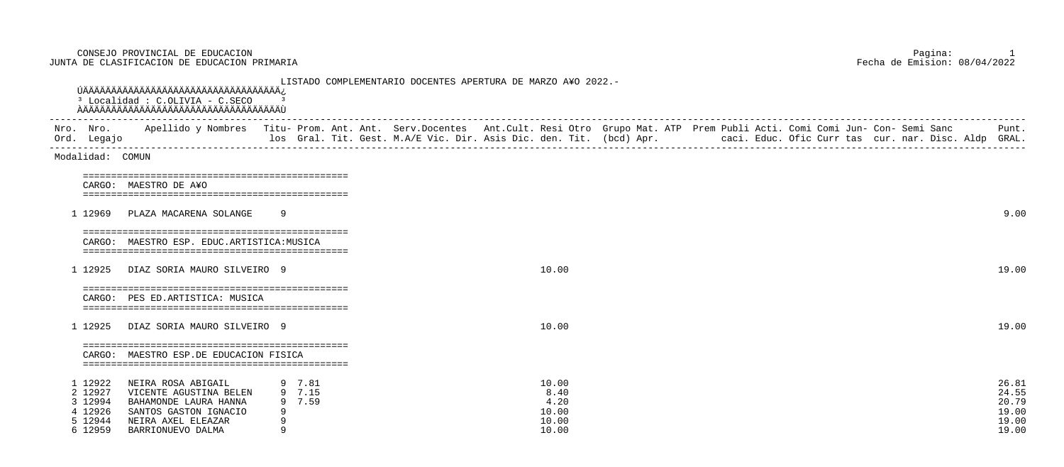CONSEJO PROVINCIAL DE EDUCACION
JUNTA DE CLASIFICACION DE EDUCACION PRIMARIA

Fecha de Emision: 08/04/2022

# LISTADO COMPLEMENTARIO DOCENTES APERTURA DE MARZO AÑO 2022.-

**Localidad : C.OLIVIA - C.SECO**

## Modalidad: COMUN

### CARGO: MAESTRO DE AÑO

| Nro. Ord. | Nro. Legajo | Apellido y Nombres | Titu- los | Prom. Gral. | Ant. Tit. | Ant. Gest. | Serv.Docentes M.A/E | Vic. | Dir. | Ant.Cult. Asis | Dic. | Resi den. | Otro Tit. | Grupo (bcd) | Mat. Apr. | ATP | Prem | Publi caci. | Acti. Educ. | Comi Ofic | Comi Curr | Jun- tas | Con- cur. | Semi nar. | Sanc Disc. | Aldp | Punt. GRAL. |
|---|---|---|---|---|---|---|---|---|---|---|---|---|---|---|---|---|---|---|---|---|---|---|---|---|---|---|---|
| 1 | 12969 | PLAZA MACARENA SOLANGE | 9 | | | | | | | | | | | | | | | | | | | | | | | | 9.00 |

### CARGO: MAESTRO ESP. EDUC.ARTISTICA:MUSICA

| Nro. Ord. | Nro. Legajo | Apellido y Nombres | Titu- los | Prom. Gral. | Ant. Tit. | Ant. Gest. | Serv.Docentes M.A/E | Vic. | Dir. | Ant.Cult. Asis | Dic. | Resi den. | Otro Tit. | Grupo (bcd) | Mat. Apr. | ATP | Prem | Publi caci. | Acti. Educ. | Comi Ofic | Comi Curr | Jun- tas | Con- cur. | Semi nar. | Sanc Disc. | Aldp | Punt. GRAL. |
|---|---|---|---|---|---|---|---|---|---|---|---|---|---|---|---|---|---|---|---|---|---|---|---|---|---|---|---|
| 1 | 12925 | DIAZ SORIA MAURO SILVEIRO | 9 | | | | | | | | | 10.00 | | | | | | | | | | | | | | | 19.00 |

### CARGO: PES ED.ARTISTICA: MUSICA

| Nro. Ord. | Nro. Legajo | Apellido y Nombres | Titu- los | Prom. Gral. | Ant. Tit. | Ant. Gest. | Serv.Docentes M.A/E | Vic. | Dir. | Ant.Cult. Asis | Dic. | Resi den. | Otro Tit. | Grupo (bcd) | Mat. Apr. | ATP | Prem | Publi caci. | Acti. Educ. | Comi Ofic | Comi Curr | Jun- tas | Con- cur. | Semi nar. | Sanc Disc. | Aldp | Punt. GRAL. |
|---|---|---|---|---|---|---|---|---|---|---|---|---|---|---|---|---|---|---|---|---|---|---|---|---|---|---|---|
| 1 | 12925 | DIAZ SORIA MAURO SILVEIRO | 9 | | | | | | | | | 10.00 | | | | | | | | | | | | | | | 19.00 |

### CARGO: MAESTRO ESP.DE EDUCACION FISICA

| Nro. Ord. | Nro. Legajo | Apellido y Nombres | Titu- los | Prom. Gral. | Ant. Tit. | Ant. Gest. | Serv.Docentes M.A/E | Vic. | Dir. | Ant.Cult. Asis | Dic. | Resi den. | Otro Tit. | Grupo (bcd) | Mat. Apr. | ATP | Prem | Publi caci. | Acti. Educ. | Comi Ofic | Comi Curr | Jun- tas | Con- cur. | Semi nar. | Sanc Disc. | Aldp | Punt. GRAL. |
|---|---|---|---|---|---|---|---|---|---|---|---|---|---|---|---|---|---|---|---|---|---|---|---|---|---|---|---|
| 1 | 12922 | NEIRA ROSA ABIGAIL | 9 | 7.81 | | | | | | | | 10.00 | | | | | | | | | | | | | | | 26.81 |
| 2 | 12927 | VICENTE AGUSTINA BELEN | 9 | 7.15 | | | | | | | | 8.40 | | | | | | | | | | | | | | | 24.55 |
| 3 | 12994 | BAHAMONDE LAURA HANNA | 9 | 7.59 | | | | | | | | 4.20 | | | | | | | | | | | | | | | 20.79 |
| 4 | 12926 | SANTOS GASTON IGNACIO | 9 | | | | | | | | | 10.00 | | | | | | | | | | | | | | | 19.00 |
| 5 | 12944 | NEIRA AXEL ELEAZAR | 9 | | | | | | | | | 10.00 | | | | | | | | | | | | | | | 19.00 |
| 6 | 12959 | BARRIONUEVO DALMA | 9 | | | | | | | | | 10.00 | | | | | | | | | | | | | | | 19.00 |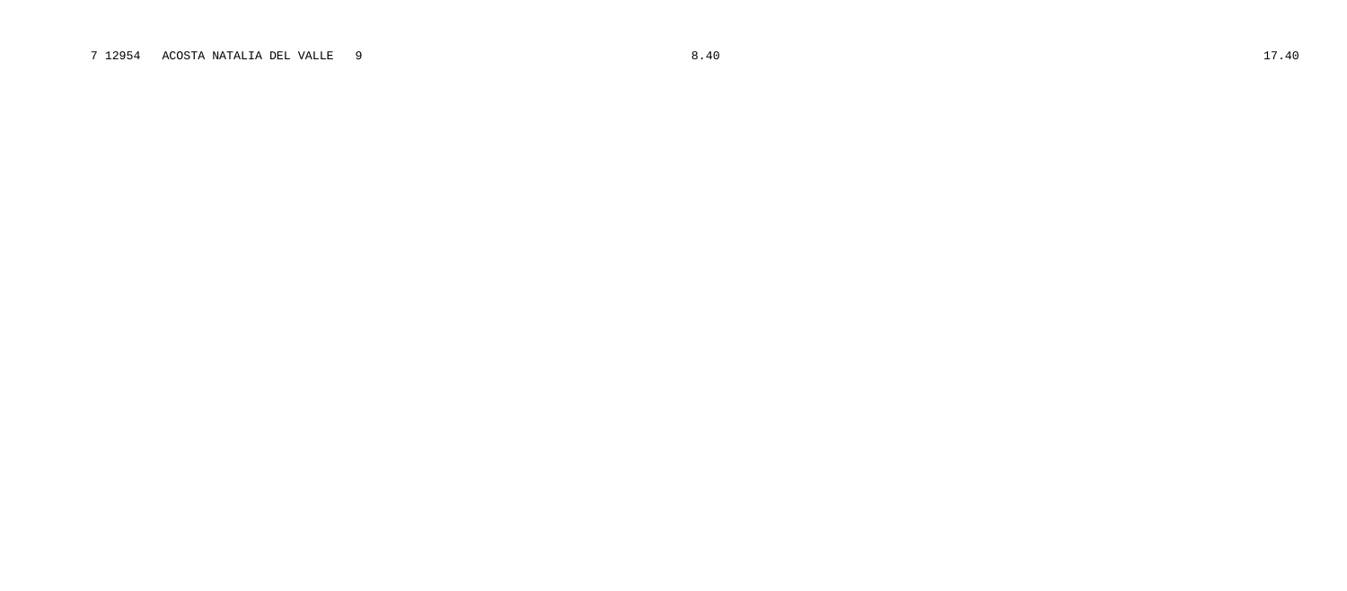| 7 | 12954 | ACOSTA NATALIA DEL VALLE | 9 | 8.40 | 17.40 |
|---|---|---|---|---|---|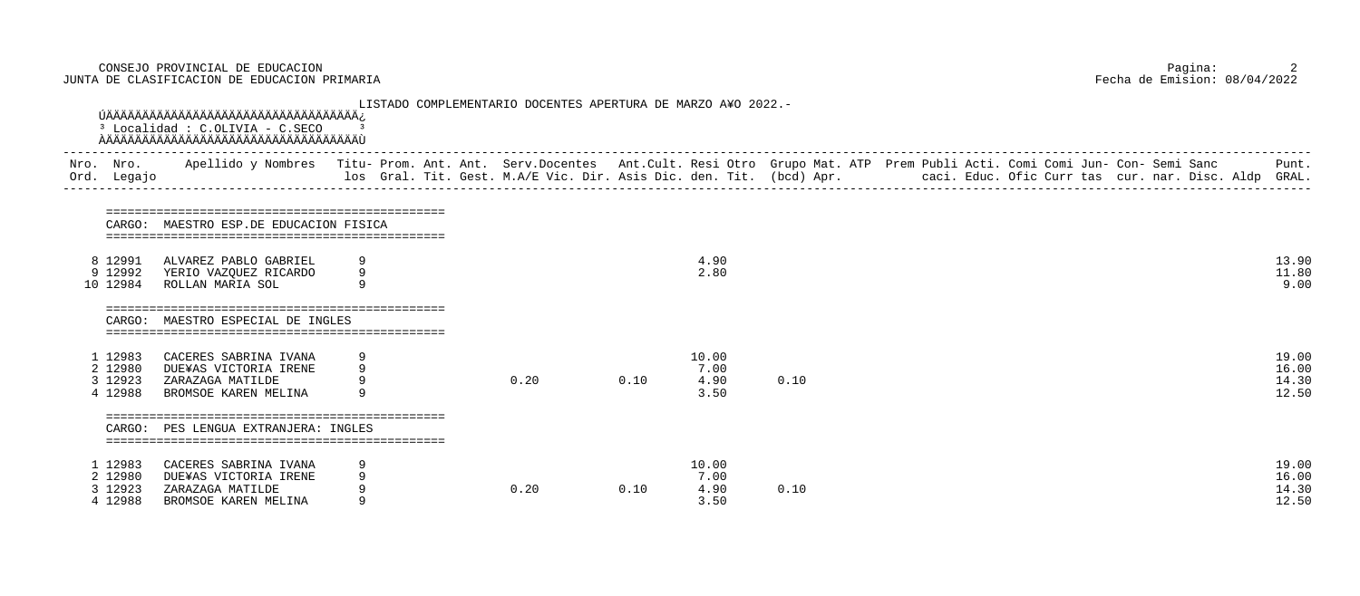CONSEJO PROVINCIAL DE EDUCACION
JUNTA DE CLASIFICACION DE EDUCACION PRIMARIA

Fecha de Emision: 08/04/2022

LISTADO COMPLEMENTARIO DOCENTES APERTURA DE MARZO A¥O 2022.-

Localidad : C.OLIVIA - C.SECO

**CARGO: MAESTRO ESP.DE EDUCACION FISICA**

| Nro. Ord. | Nro. Legajo | Apellido y Nombres | Titu-los | Prom. Gral. | Ant. Tit. | Ant. Gest. | Serv.Docentes M.A/E | Ant.Cult. Vic. | Resi Dir. | Otro Asis | Grupo Dic. | Mat. den. | ATP Tit. | Prem (bcd) | Publi Apr. | Acti. caci. | Comi Educ. | Comi Ofic | Jun- Curr | Con- tas | Semi cur. | Sanc nar. | Disc. | Aldp | Punt. GRAL. |
|---|---|---|---|---|---|---|---|---|---|---|---|---|---|---|---|---|---|---|---|---|---|---|---|---|---|
| 8 | 12991 | ALVAREZ PABLO GABRIEL | 9 | | | | | | | | 4.90 | | | | | | | | | | | | | | 13.90 |
| 9 | 12992 | YERIO VAZQUEZ RICARDO | 9 | | | | | | | | 2.80 | | | | | | | | | | | | | | 11.80 |
| 10 | 12984 | ROLLAN MARIA SOL | 9 | | | | | | | | | | | | | | | | | | | | | | 9.00 |

**CARGO: MAESTRO ESPECIAL DE INGLES**

| Nro. Ord. | Nro. Legajo | Apellido y Nombres | Titu-los | Prom. Gral. | Ant. Tit. | Ant. Gest. | Serv.Docentes M.A/E | Ant.Cult. Vic. | Resi Dir. | Otro Asis | Grupo Dic. | Mat. den. | ATP Tit. | Prem (bcd) | Publi Apr. | Acti. caci. | Comi Educ. | Comi Ofic | Jun- Curr | Con- tas | Semi cur. | Sanc nar. | Disc. | Aldp | Punt. GRAL. |
|---|---|---|---|---|---|---|---|---|---|---|---|---|---|---|---|---|---|---|---|---|---|---|---|---|---|
| 1 | 12983 | CACERES SABRINA IVANA | 9 | | | | | | | | 10.00 | | | | | | | | | | | | | | 19.00 |
| 2 | 12980 | DUE¥AS VICTORIA IRENE | 9 | | | | | | | | 7.00 | | | | | | | | | | | | | | 16.00 |
| 3 | 12923 | ZARAZAGA MATILDE | 9 | | | | 0.20 | 0.10 | | | 4.90 | | 0.10 | | | | | | | | | | | | 14.30 |
| 4 | 12988 | BROMSOE KAREN MELINA | 9 | | | | | | | | 3.50 | | | | | | | | | | | | | | 12.50 |

**CARGO: PES LENGUA EXTRANJERA: INGLES**

| Nro. Ord. | Nro. Legajo | Apellido y Nombres | Titu-los | Prom. Gral. | Ant. Tit. | Ant. Gest. | Serv.Docentes M.A/E | Ant.Cult. Vic. | Resi Dir. | Otro Asis | Grupo Dic. | Mat. den. | ATP Tit. | Prem (bcd) | Publi Apr. | Acti. caci. | Comi Educ. | Comi Ofic | Jun- Curr | Con- tas | Semi cur. | Sanc nar. | Disc. | Aldp | Punt. GRAL. |
|---|---|---|---|---|---|---|---|---|---|---|---|---|---|---|---|---|---|---|---|---|---|---|---|---|---|
| 1 | 12983 | CACERES SABRINA IVANA | 9 | | | | | | | | 10.00 | | | | | | | | | | | | | | 19.00 |
| 2 | 12980 | DUE¥AS VICTORIA IRENE | 9 | | | | | | | | 7.00 | | | | | | | | | | | | | | 16.00 |
| 3 | 12923 | ZARAZAGA MATILDE | 9 | | | | 0.20 | 0.10 | | | 4.90 | | 0.10 | | | | | | | | | | | | 14.30 |
| 4 | 12988 | BROMSOE KAREN MELINA | 9 | | | | | | | | 3.50 | | | | | | | | | | | | | | 12.50 |